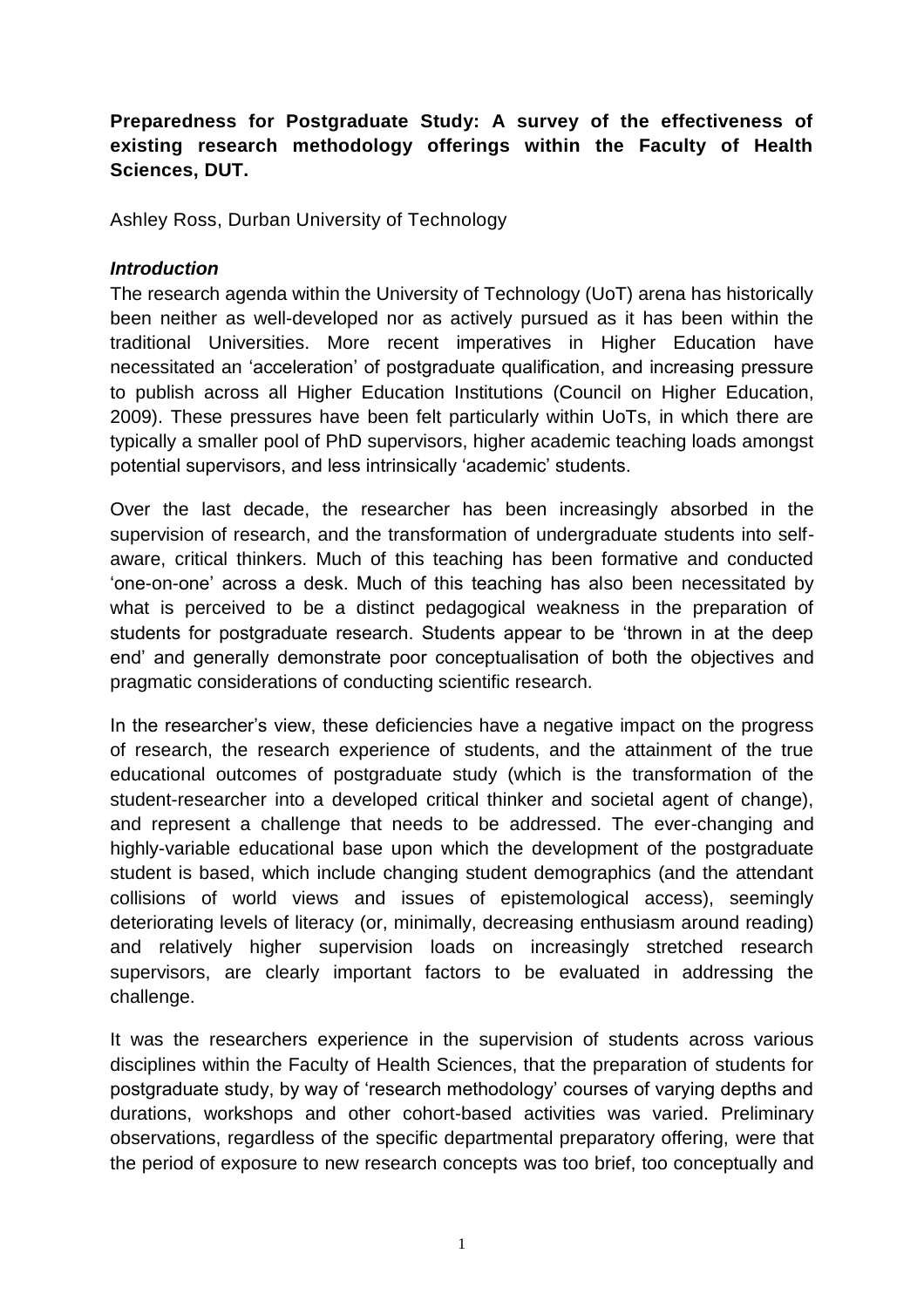**Preparedness for Postgraduate Study: A survey of the effectiveness of existing research methodology offerings within the Faculty of Health Sciences, DUT.**

Ashley Ross, Durban University of Technology

### *Introduction*

The research agenda within the University of Technology (UoT) arena has historically been neither as well-developed nor as actively pursued as it has been within the traditional Universities. More recent imperatives in Higher Education have necessitated an 'acceleration' of postgraduate qualification, and increasing pressure to publish across all Higher Education Institutions (Council on Higher Education, 2009). These pressures have been felt particularly within UoTs, in which there are typically a smaller pool of PhD supervisors, higher academic teaching loads amongst potential supervisors, and less intrinsically 'academic' students.

Over the last decade, the researcher has been increasingly absorbed in the supervision of research, and the transformation of undergraduate students into self-aware, critical thinkers. Much of this teaching has been formative and conducted 'one-on-one' across a desk. Much of this teaching has also been necessitated by what is perceived to be a distinct pedagogical weakness in the preparation of students for postgraduate research. Students appear to be 'thrown in at the deep end' and generally demonstrate poor conceptualisation of both the objectives and pragmatic considerations of conducting scientific research.

In the researcher's view, these deficiencies have a negative impact on the progress of research, the research experience of students, and the attainment of the true educational outcomes of postgraduate study (which is the transformation of the student-researcher into a developed critical thinker and societal agent of change), and represent a challenge that needs to be addressed. The ever-changing and highly-variable educational base upon which the development of the postgraduate student is based, which include changing student demographics (and the attendant collisions of world views and issues of epistemological access), seemingly deteriorating levels of literacy (or, minimally, decreasing enthusiasm around reading) and relatively higher supervision loads on increasingly stretched research supervisors, are clearly important factors to be evaluated in addressing the challenge.

It was the researchers experience in the supervision of students across various disciplines within the Faculty of Health Sciences, that the preparation of students for postgraduate study, by way of 'research methodology' courses of varying depths and durations, workshops and other cohort-based activities was varied. Preliminary observations, regardless of the specific departmental preparatory offering, were that the period of exposure to new research concepts was too brief, too conceptually and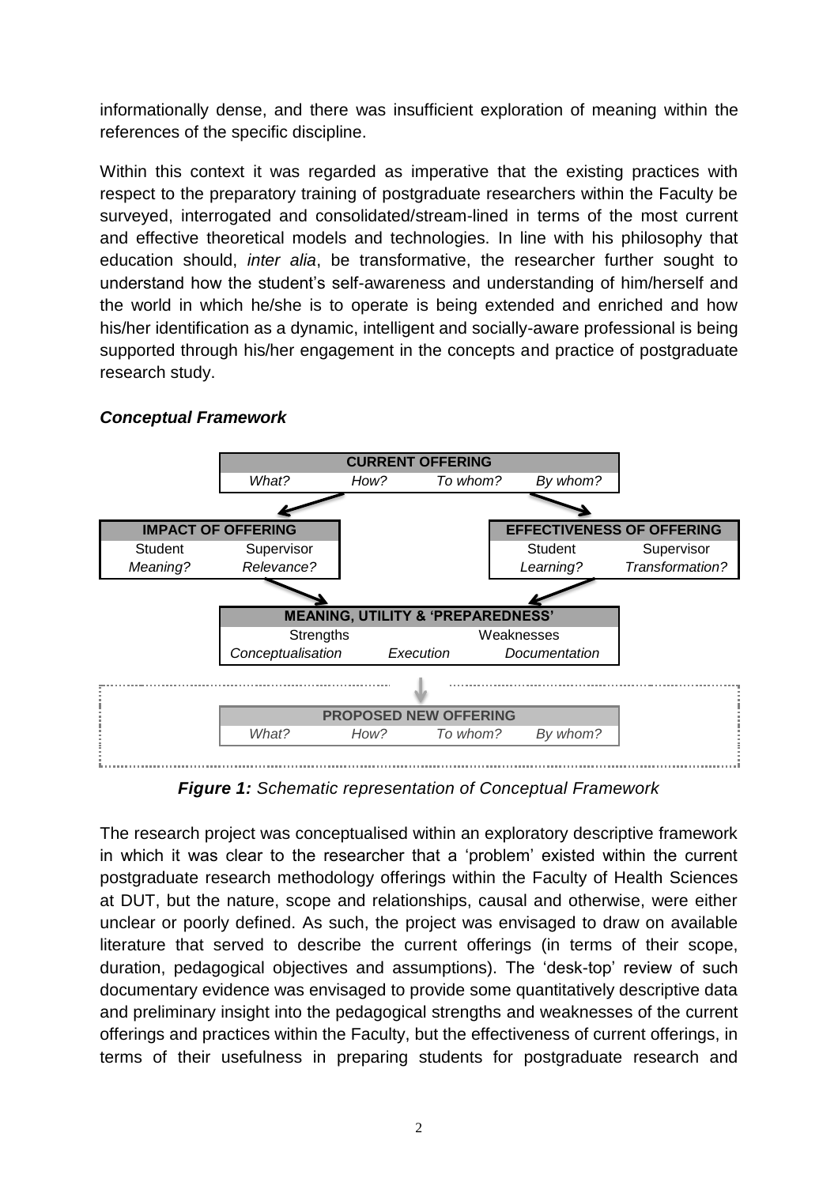informationally dense, and there was insufficient exploration of meaning within the references of the specific discipline.

Within this context it was regarded as imperative that the existing practices with respect to the preparatory training of postgraduate researchers within the Faculty be surveyed, interrogated and consolidated/stream-lined in terms of the most current and effective theoretical models and technologies. In line with his philosophy that education should, *inter alia*, be transformative, the researcher further sought to understand how the student's self-awareness and understanding of him/herself and the world in which he/she is to operate is being extended and enriched and how his/her identification as a dynamic, intelligent and socially-aware professional is being supported through his/her engagement in the concepts and practice of postgraduate research study.

### *Conceptual Framework*

| CURRENT OFFERING | | | |
|---|---|---|---|
| *What?* | *How?* | *To whom?* | *By whom?* |

| IMPACT OF OFFERING | |
|---|---|
| Student | Supervisor |
| *Meaning?* | *Relevance?* |

| EFFECTIVENESS OF OFFERING | |
|---|---|
| Student | Supervisor |
| *Learning?* | *Transformation?* |

| MEANING, UTILITY & 'PREPAREDNESS' | | |
|---|---|---|
| Strengths | | Weaknesses |
| *Conceptualisation* | *Execution* | *Documentation* |

| PROPOSED NEW OFFERING | | | |
|---|---|---|---|
| *What?* | *How?* | *To whom?* | *By whom?* |

***Figure 1:*** *Schematic representation of Conceptual Framework*

The research project was conceptualised within an exploratory descriptive framework in which it was clear to the researcher that a 'problem' existed within the current postgraduate research methodology offerings within the Faculty of Health Sciences at DUT, but the nature, scope and relationships, causal and otherwise, were either unclear or poorly defined. As such, the project was envisaged to draw on available literature that served to describe the current offerings (in terms of their scope, duration, pedagogical objectives and assumptions). The 'desk-top' review of such documentary evidence was envisaged to provide some quantitatively descriptive data and preliminary insight into the pedagogical strengths and weaknesses of the current offerings and practices within the Faculty, but the effectiveness of current offerings, in terms of their usefulness in preparing students for postgraduate research and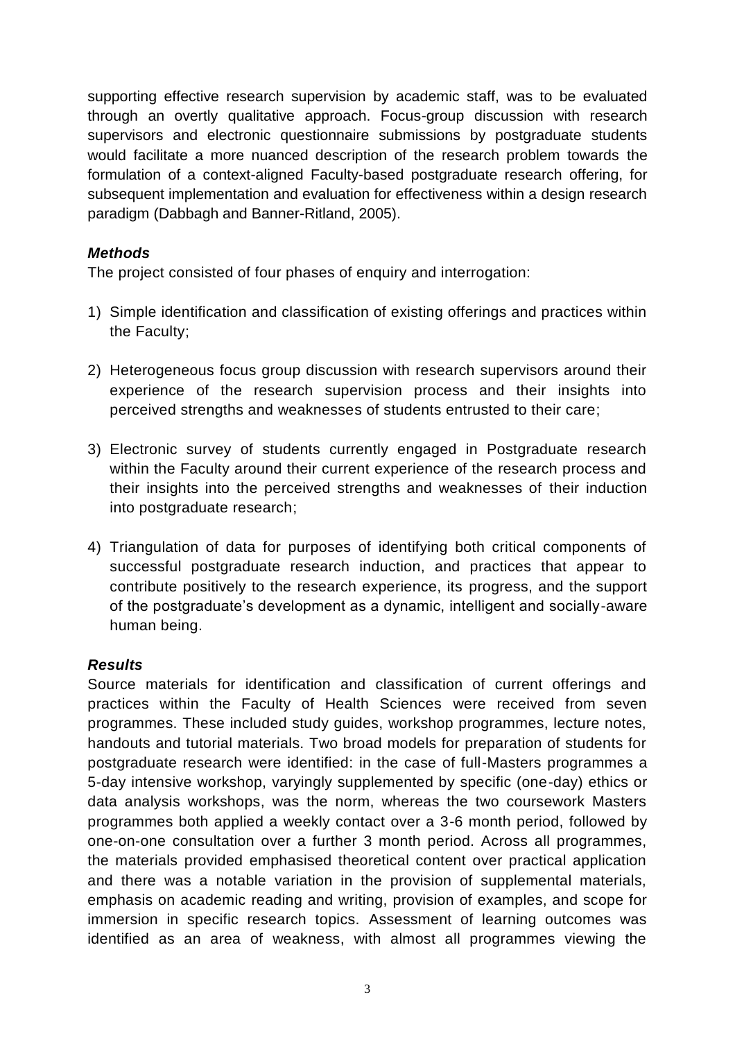supporting effective research supervision by academic staff, was to be evaluated through an overtly qualitative approach. Focus-group discussion with research supervisors and electronic questionnaire submissions by postgraduate students would facilitate a more nuanced description of the research problem towards the formulation of a context-aligned Faculty-based postgraduate research offering, for subsequent implementation and evaluation for effectiveness within a design research paradigm (Dabbagh and Banner-Ritland, 2005).

### *Methods*

The project consisted of four phases of enquiry and interrogation:

1) Simple identification and classification of existing offerings and practices within the Faculty;

2) Heterogeneous focus group discussion with research supervisors around their experience of the research supervision process and their insights into perceived strengths and weaknesses of students entrusted to their care;

3) Electronic survey of students currently engaged in Postgraduate research within the Faculty around their current experience of the research process and their insights into the perceived strengths and weaknesses of their induction into postgraduate research;

4) Triangulation of data for purposes of identifying both critical components of successful postgraduate research induction, and practices that appear to contribute positively to the research experience, its progress, and the support of the postgraduate's development as a dynamic, intelligent and socially-aware human being.

### *Results*

Source materials for identification and classification of current offerings and practices within the Faculty of Health Sciences were received from seven programmes. These included study guides, workshop programmes, lecture notes, handouts and tutorial materials. Two broad models for preparation of students for postgraduate research were identified: in the case of full-Masters programmes a 5-day intensive workshop, varyingly supplemented by specific (one-day) ethics or data analysis workshops, was the norm, whereas the two coursework Masters programmes both applied a weekly contact over a 3-6 month period, followed by one-on-one consultation over a further 3 month period. Across all programmes, the materials provided emphasised theoretical content over practical application and there was a notable variation in the provision of supplemental materials, emphasis on academic reading and writing, provision of examples, and scope for immersion in specific research topics. Assessment of learning outcomes was identified as an area of weakness, with almost all programmes viewing the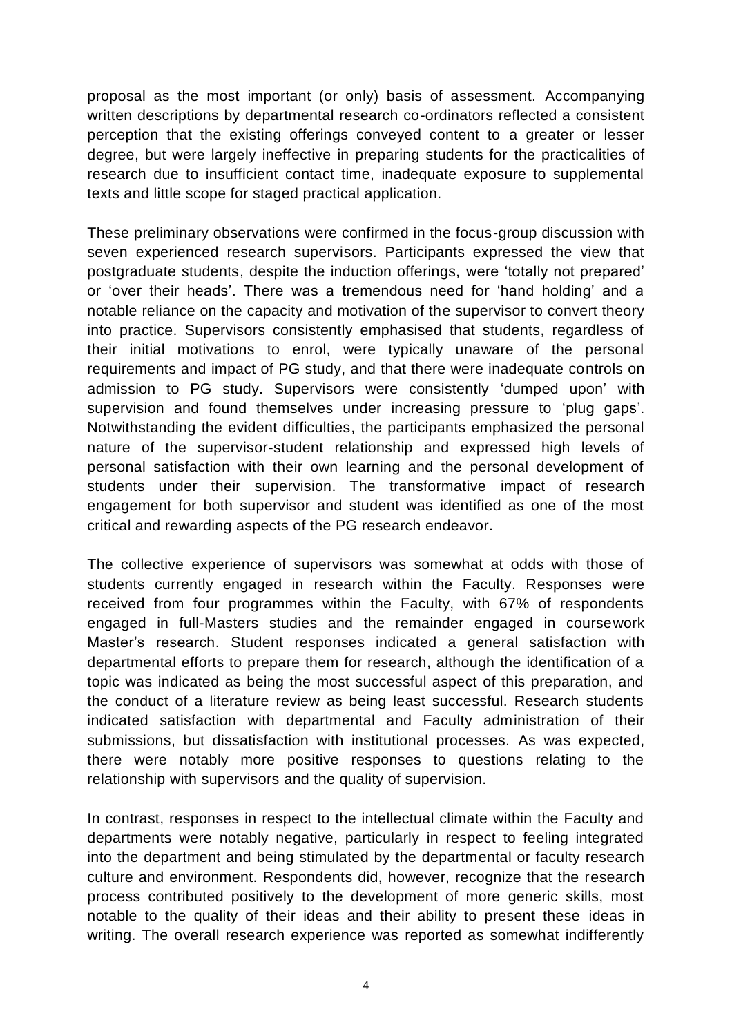proposal as the most important (or only) basis of assessment. Accompanying written descriptions by departmental research co-ordinators reflected a consistent perception that the existing offerings conveyed content to a greater or lesser degree, but were largely ineffective in preparing students for the practicalities of research due to insufficient contact time, inadequate exposure to supplemental texts and little scope for staged practical application.

These preliminary observations were confirmed in the focus-group discussion with seven experienced research supervisors. Participants expressed the view that postgraduate students, despite the induction offerings, were 'totally not prepared' or 'over their heads'. There was a tremendous need for 'hand holding' and a notable reliance on the capacity and motivation of the supervisor to convert theory into practice. Supervisors consistently emphasised that students, regardless of their initial motivations to enrol, were typically unaware of the personal requirements and impact of PG study, and that there were inadequate controls on admission to PG study. Supervisors were consistently 'dumped upon' with supervision and found themselves under increasing pressure to 'plug gaps'. Notwithstanding the evident difficulties, the participants emphasized the personal nature of the supervisor-student relationship and expressed high levels of personal satisfaction with their own learning and the personal development of students under their supervision. The transformative impact of research engagement for both supervisor and student was identified as one of the most critical and rewarding aspects of the PG research endeavor.

The collective experience of supervisors was somewhat at odds with those of students currently engaged in research within the Faculty. Responses were received from four programmes within the Faculty, with 67% of respondents engaged in full-Masters studies and the remainder engaged in coursework Master's research. Student responses indicated a general satisfaction with departmental efforts to prepare them for research, although the identification of a topic was indicated as being the most successful aspect of this preparation, and the conduct of a literature review as being least successful. Research students indicated satisfaction with departmental and Faculty administration of their submissions, but dissatisfaction with institutional processes. As was expected, there were notably more positive responses to questions relating to the relationship with supervisors and the quality of supervision.

In contrast, responses in respect to the intellectual climate within the Faculty and departments were notably negative, particularly in respect to feeling integrated into the department and being stimulated by the departmental or faculty research culture and environment. Respondents did, however, recognize that the research process contributed positively to the development of more generic skills, most notable to the quality of their ideas and their ability to present these ideas in writing. The overall research experience was reported as somewhat indifferently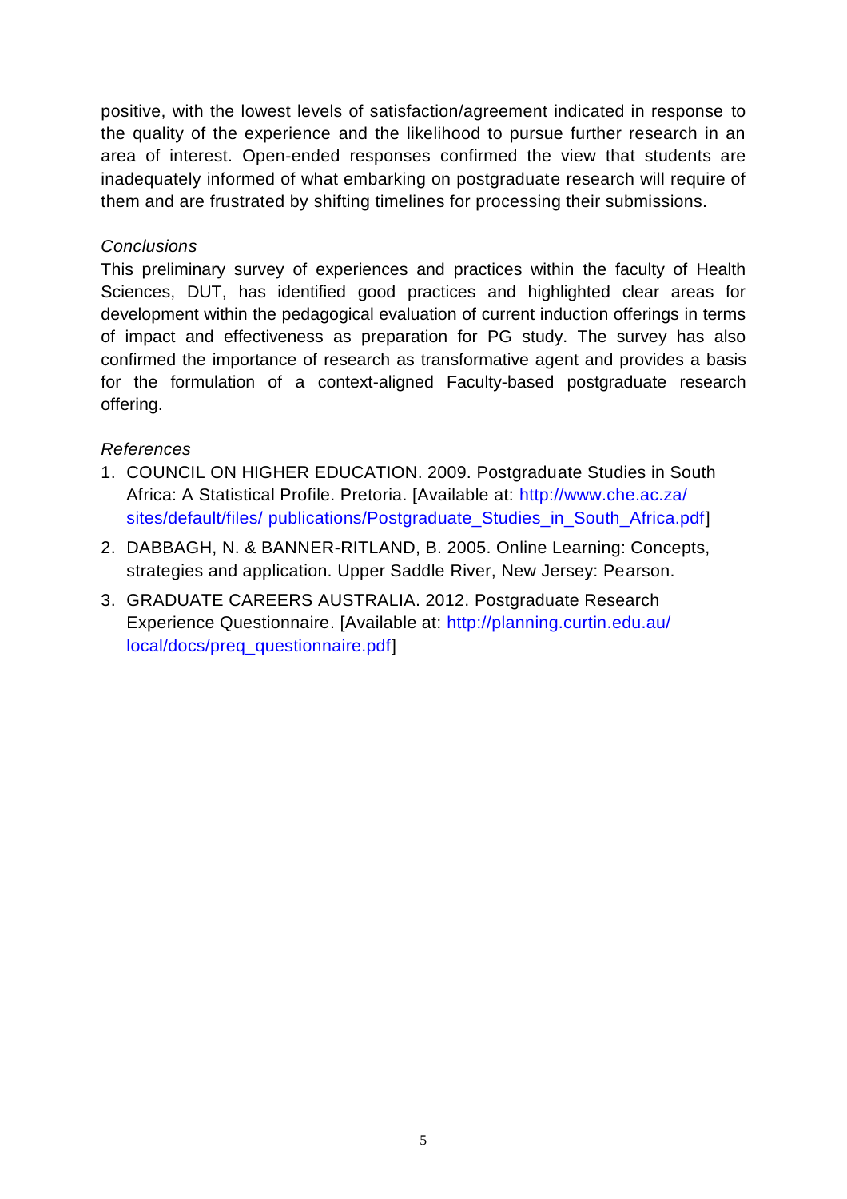positive, with the lowest levels of satisfaction/agreement indicated in response to the quality of the experience and the likelihood to pursue further research in an area of interest. Open-ended responses confirmed the view that students are inadequately informed of what embarking on postgraduate research will require of them and are frustrated by shifting timelines for processing their submissions.

*Conclusions*

This preliminary survey of experiences and practices within the faculty of Health Sciences, DUT, has identified good practices and highlighted clear areas for development within the pedagogical evaluation of current induction offerings in terms of impact and effectiveness as preparation for PG study. The survey has also confirmed the importance of research as transformative agent and provides a basis for the formulation of a context-aligned Faculty-based postgraduate research offering.

*References*

1. COUNCIL ON HIGHER EDUCATION. 2009. Postgraduate Studies in South Africa: A Statistical Profile. Pretoria. [Available at: http://www.che.ac.za/sites/default/files/ publications/Postgraduate_Studies_in_South_Africa.pdf]
2. DABBAGH, N. & BANNER-RITLAND, B. 2005. Online Learning: Concepts, strategies and application. Upper Saddle River, New Jersey: Pearson.
3. GRADUATE CAREERS AUSTRALIA. 2012. Postgraduate Research Experience Questionnaire. [Available at: http://planning.curtin.edu.au/local/docs/preq_questionnaire.pdf]